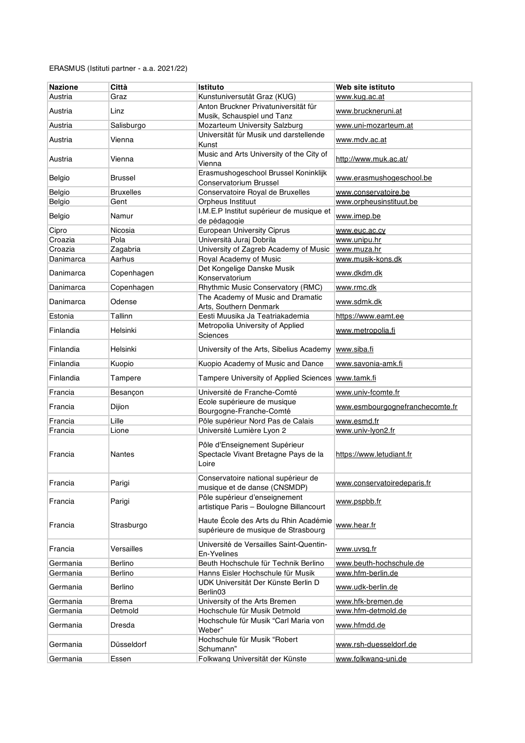ERASMUS (Istituti partner - a.a. 2021/22)

| Nazione | Città | Istituto | Web site istituto |
|---|---|---|---|
| Austria | Graz | Kunstuniversutät Graz (KUG) | www.kug.ac.at |
| Austria | Linz | Anton Bruckner Privatuniversität für Musik, Schauspiel und Tanz | www.bruckneruni.at |
| Austria | Salisburgo | Mozarteum University Salzburg | www.uni-mozarteum.at |
| Austria | Vienna | Universität für Musik und darstellende Kunst | www.mdv.ac.at |
| Austria | Vienna | Music and Arts University of the City of Vienna | http://www.muk.ac.at/ |
| Belgio | Brussel | Erasmushogeschool Brussel Koninklijk Conservatorium Brussel | www.erasmushogeschool.be |
| Belgio | Bruxelles | Conservatoire Royal de Bruxelles | www.conservatoire.be |
| Belgio | Gent | Orpheus Instituut | www.orpheusinstituut.be |
| Belgio | Namur | I.M.E.P Institut supérieur de musique et de pédagogie | www.imep.be |
| Cipro | Nicosia | European University Ciprus | www.euc.ac.cy |
| Croazia | Pola | Università Juraj Dobrila | www.unipu.hr |
| Croazia | Zagabria | University of Zagreb Academy of Music | www.muza.hr |
| Danimarca | Aarhus | Royal Academy of Music | www.musik-kons.dk |
| Danimarca | Copenhagen | Det Kongelige Danske Musik Konservatorium | www.dkdm.dk |
| Danimarca | Copenhagen | Rhythmic Music Conservatory (RMC) | www.rmc.dk |
| Danimarca | Odense | The Academy of Music and Dramatic Arts, Southern Denmark | www.sdmk.dk |
| Estonia | Tallinn | Eesti Muusika Ja Teatriakademia | https://www.eamt.ee |
| Finlandia | Helsinki | Metropolia University of Applied Sciences | www.metropolia.fi |
| Finlandia | Helsinki | University of the Arts, Sibelius Academy | www.siba.fi |
| Finlandia | Kuopio | Kuopio Academy of Music and Dance | www.savonia-amk.fi |
| Finlandia | Tampere | Tampere University of Applied Sciences | www.tamk.fi |
| Francia | Besançon | Université de Franche-Comté | www.univ-fcomte.fr |
| Francia | Dijion | Ecole supérieure de musique Bourgogne-Franche-Comté | www.esmbourgognefranchecomte.fr |
| Francia | Lille | Pôle supérieur Nord Pas de Calais | www.esmd.fr |
| Francia | Lione | Université Lumière Lyon 2 | www.univ-lyon2.fr |
| Francia | Nantes | Pôle d'Enseignement Supérieur Spectacle Vivant Bretagne Pays de la Loire | https://www.letudiant.fr |
| Francia | Parigi | Conservatoire national supérieur de musique et de danse (CNSMDP) | www.conservatoiredeparis.fr |
| Francia | Parigi | Pôle supérieur d'enseignement artistique Paris – Boulogne Billancourt | www.pspbb.fr |
| Francia | Strasburgo | Haute École des Arts du Rhin Académie supérieure de musique de Strasbourg | www.hear.fr |
| Francia | Versailles | Université de Versailles Saint-Quentin-En-Yvelines | www.uvsq.fr |
| Germania | Berlino | Beuth Hochschule für Technik Berlino | www.beuth-hochschule.de |
| Germania | Berlino | Hanns Eisler Hochschule für Musik | www.hfm-berlin.de |
| Germania | Berlino | UDK Universität Der Künste Berlin D Berlin03 | www.udk-berlin.de |
| Germania | Brema | University of the Arts Bremen | www.hfk-bremen.de |
| Germania | Detmold | Hochschule für Musik Detmold | www.hfm-detmold.de |
| Germania | Dresda | Hochschule für Musik "Carl Maria von Weber" | www.hfmdd.de |
| Germania | Düsseldorf | Hochschule für Musik "Robert Schumann" | www.rsh-duesseldorf.de |
| Germania | Essen | Folkwang Universität der Künste | www.folkwang-uni.de |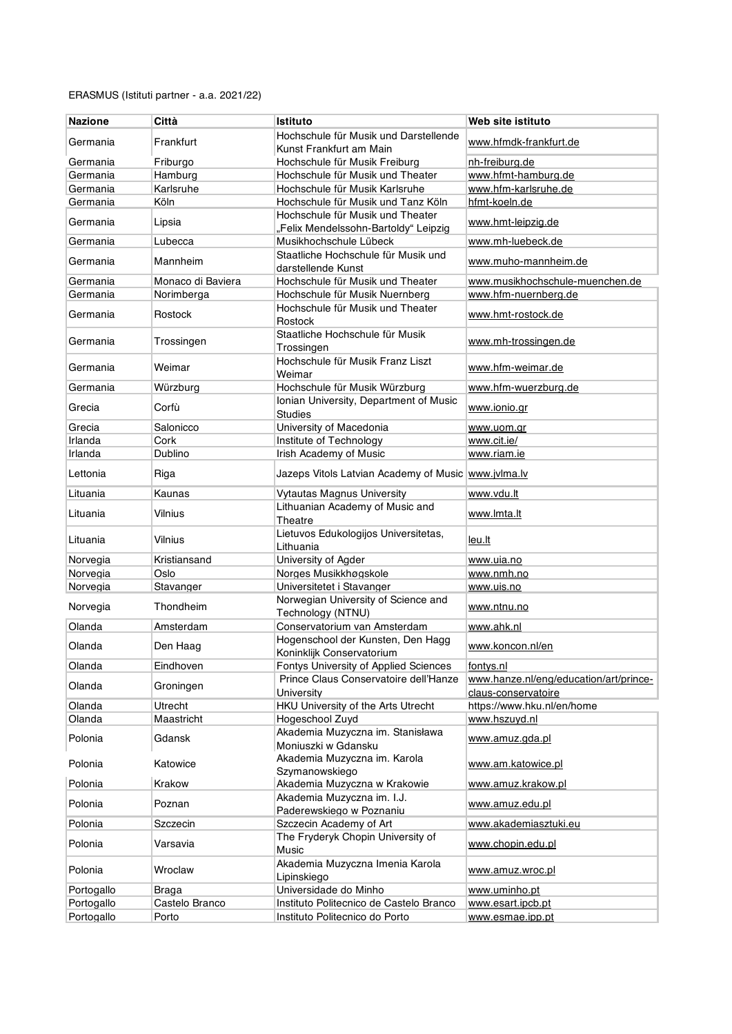ERASMUS (Istituti partner - a.a. 2021/22)

| Nazione | Città | Istituto | Web site istituto |
| --- | --- | --- | --- |
| Germania | Frankfurt | Hochschule für Musik und Darstellende Kunst Frankfurt am Main | www.hfmdk-frankfurt.de |
| Germania | Friburgo | Hochschule für Musik Freiburg | nh-freiburg.de |
| Germania | Hamburg | Hochschule für Musik und Theater | www.hfmt-hamburg.de |
| Germania | Karlsruhe | Hochschule für Musik Karlsruhe | www.hfm-karlsruhe.de |
| Germania | Köln | Hochschule für Musik und Tanz Köln | hfmt-koeln.de |
| Germania | Lipsia | Hochschule für Musik und Theater „Felix Mendelssohn-Bartoldy" Leipzig | www.hmt-leipzig.de |
| Germania | Lubecca | Musikhochschule Lübeck | www.mh-luebeck.de |
| Germania | Mannheim | Staatliche Hochschule für Musik und darstellende Kunst | www.muho-mannheim.de |
| Germania | Monaco di Baviera | Hochschule für Musik und Theater | www.musikhochschule-muenchen.de |
| Germania | Norimberga | Hochschule für Musik Nuernberg | www.hfm-nuernberg.de |
| Germania | Rostock | Hochschule für Musik und Theater Rostock | www.hmt-rostock.de |
| Germania | Trossingen | Staatliche Hochschule für Musik Trossingen | www.mh-trossingen.de |
| Germania | Weimar | Hochschule für Musik Franz Liszt Weimar | www.hfm-weimar.de |
| Germania | Würzburg | Hochschule für Musik Würzburg | www.hfm-wuerzburg.de |
| Grecia | Corfù | Ionian University, Department of Music Studies | www.ionio.gr |
| Grecia | Salonicco | University of Macedonia | www.uom.gr |
| Irlanda | Cork | Institute of Technology | www.cit.ie/ |
| Irlanda | Dublino | Irish Academy of Music | www.riam.ie |
| Lettonia | Riga | Jazeps Vitols Latvian Academy of Music | www.jvlma.lv |
| Lituania | Kaunas | Vytautas Magnus University | www.vdu.lt |
| Lituania | Vilnius | Lithuanian Academy of Music and Theatre | www.lmta.lt |
| Lituania | Vilnius | Lietuvos Edukologijos Universitetas, Lithuania | leu.lt |
| Norvegia | Kristiansand | University of Agder | www.uia.no |
| Norvegia | Oslo | Norges Musikkhøgskole | www.nmh.no |
| Norvegia | Stavanger | Universitetet i Stavanger | www.uis.no |
| Norvegia | Thondheim | Norwegian University of Science and Technology (NTNU) | www.ntnu.no |
| Olanda | Amsterdam | Conservatorium van Amsterdam | www.ahk.nl |
| Olanda | Den Haag | Hogenschool der Kunsten, Den Hagg Koninklijk Conservatorium | www.koncon.nl/en |
| Olanda | Eindhoven | Fontys University of Applied Sciences | fontys.nl |
| Olanda | Groningen | Prince Claus Conservatoire dell'Hanze University | www.hanze.nl/eng/education/art/prince-claus-conservatoire |
| Olanda | Utrecht | HKU University of the Arts Utrecht | https://www.hku.nl/en/home |
| Olanda | Maastricht | Hogeschool Zuyd | www.hszuyd.nl |
| Polonia | Gdansk | Akademia Muzyczna im. Stanisława Moniuszki w Gdansku | www.amuz.gda.pl |
| Polonia | Katowice | Akademia Muzyczna im. Karola Szymanowskiego | www.am.katowice.pl |
| Polonia | Krakow | Akademia Muzyczna w Krakowie | www.amuz.krakow.pl |
| Polonia | Poznan | Akademia Muzyczna im. I.J. Paderewskiego w Poznaniu | www.amuz.edu.pl |
| Polonia | Szczecin | Szczecin Academy of Art | www.akademiasztuki.eu |
| Polonia | Varsavia | The Fryderyk Chopin University of Music | www.chopin.edu.pl |
| Polonia | Wroclaw | Akademia Muzyczna Imenia Karola Lipinskiego | www.amuz.wroc.pl |
| Portogallo | Braga | Universidade do Minho | www.uminho.pt |
| Portogallo | Castelo Branco | Instituto Politecnico de Castelo Branco | www.esart.ipcb.pt |
| Portogallo | Porto | Instituto Politecnico do Porto | www.esmae.ipp.pt |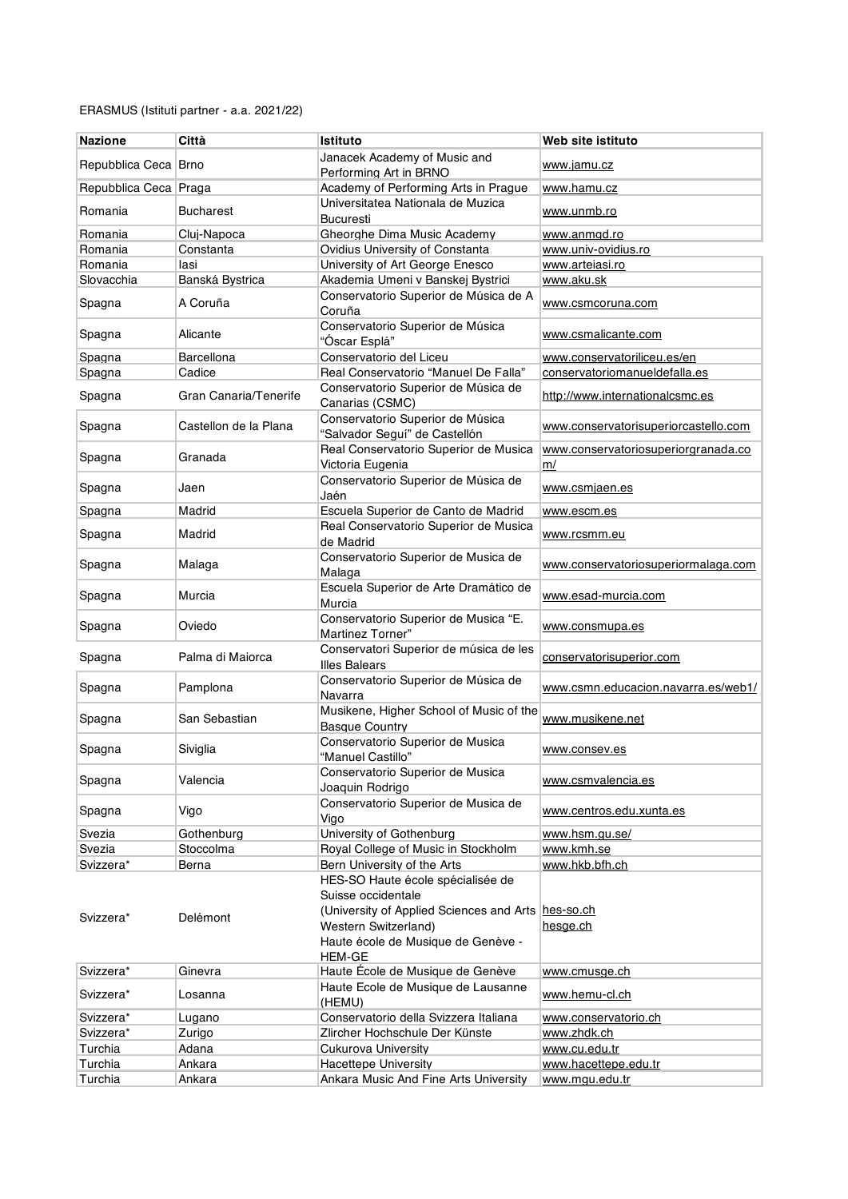ERASMUS (Istituti partner - a.a. 2021/22)

| Nazione | Città | Istituto | Web site istituto |
|---|---|---|---|
| Repubblica Ceca | Brno | Janacek Academy of Music and Performing Art in BRNO | www.jamu.cz |
| Repubblica Ceca | Praga | Academy of Performing Arts in Prague | www.hamu.cz |
| Romania | Bucharest | Universitatea Nationala de Muzica Bucuresti | www.unmb.ro |
| Romania | Cluj-Napoca | Gheorghe Dima Music Academy | www.anmgd.ro |
| Romania | Constanta | Ovidius University of Constanta | www.univ-ovidius.ro |
| Romania | Iasi | University of Art George Enesco | www.arteiasi.ro |
| Slovacchia | Banská Bystrica | Akademia Umeni v Banskej Bystrici | www.aku.sk |
| Spagna | A Coruña | Conservatorio Superior de Música de A Coruña | www.csmcoruna.com |
| Spagna | Alicante | Conservatorio Superior de Música "Óscar Esplá" | www.csmalicante.com |
| Spagna | Barcellona | Conservatorio del Liceu | www.conservatoriliceu.es/en |
| Spagna | Cadice | Real Conservatorio "Manuel De Falla" | conservatoriomanueldefalla.es |
| Spagna | Gran Canaria/Tenerife | Conservatorio Superior de Música de Canarias (CSMC) | http://www.internationalcsmc.es |
| Spagna | Castellon de la Plana | Conservatorio Superior de Música "Salvador Seguí" de Castellón | www.conservatorisuperiorcastello.com |
| Spagna | Granada | Real Conservatorio Superior de Musica Victoria Eugenia | www.conservatoriosuperiorgranada.com/ |
| Spagna | Jaen | Conservatorio Superior de Música de Jaén | www.csmjaen.es |
| Spagna | Madrid | Escuela Superior de Canto de Madrid | www.escm.es |
| Spagna | Madrid | Real Conservatorio Superior de Musica de Madrid | www.rcsmm.eu |
| Spagna | Malaga | Conservatorio Superior de Musica de Malaga | www.conservatoriosuperiormalaga.com |
| Spagna | Murcia | Escuela Superior de Arte Dramático de Murcia | www.esad-murcia.com |
| Spagna | Oviedo | Conservatorio Superior de Musica "E. Martinez Torner" | www.consmupa.es |
| Spagna | Palma di Maiorca | Conservatori Superior de música de les Illes Balears | conservatorisuperior.com |
| Spagna | Pamplona | Conservatorio Superior de Música de Navarra | www.csmn.educacion.navarra.es/web1/ |
| Spagna | San Sebastian | Musikene, Higher School of Music of the Basque Country | www.musikene.net |
| Spagna | Siviglia | Conservatorio Superior de Musica "Manuel Castillo" | www.consev.es |
| Spagna | Valencia | Conservatorio Superior de Musica Joaquin Rodrigo | www.csmvalencia.es |
| Spagna | Vigo | Conservatorio Superior de Musica de Vigo | www.centros.edu.xunta.es |
| Svezia | Gothenburg | University of Gothenburg | www.hsm.gu.se/ |
| Svezia | Stoccolma | Royal College of Music in Stockholm | www.kmh.se |
| Svizzera* | Berna | Bern University of the Arts | www.hkb.bfh.ch |
| Svizzera* | Delémont | HES-SO Haute école spécialisée de Suisse occidentale (University of Applied Sciences and Arts Western Switzerland) Haute école de Musique de Genève - HEM-GE | hes-so.ch hesge.ch |
| Svizzera* | Ginevra | Haute École de Musique de Genève | www.cmusge.ch |
| Svizzera* | Losanna | Haute Ecole de Musique de Lausanne (HEMU) | www.hemu-cl.ch |
| Svizzera* | Lugano | Conservatorio della Svizzera Italiana | www.conservatorio.ch |
| Svizzera* | Zurigo | Zlircher Hochschule Der Künste | www.zhdk.ch |
| Turchia | Adana | Cukurova University | www.cu.edu.tr |
| Turchia | Ankara | Hacettepe University | www.hacettepe.edu.tr |
| Turchia | Ankara | Ankara Music And Fine Arts University | www.mgu.edu.tr |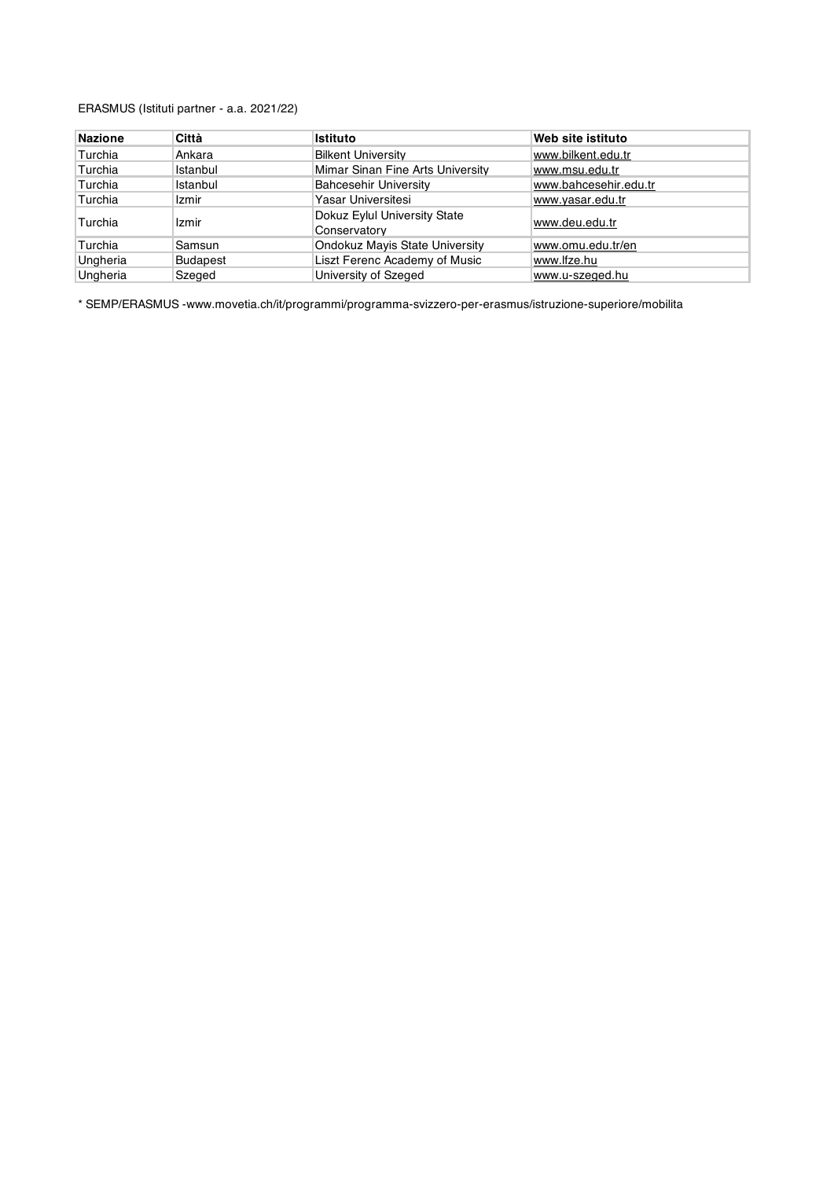ERASMUS (Istituti partner - a.a. 2021/22)

| Nazione | Città | Istituto | Web site istituto |
|---|---|---|---|
| Turchia | Ankara | Bilkent University | www.bilkent.edu.tr |
| Turchia | Istanbul | Mimar Sinan Fine Arts University | www.msu.edu.tr |
| Turchia | Istanbul | Bahcesehir University | www.bahcesehir.edu.tr |
| Turchia | Izmir | Yasar Universitesi | www.yasar.edu.tr |
| Turchia | Izmir | Dokuz Eylul University State Conservatory | www.deu.edu.tr |
| Turchia | Samsun | Ondokuz Mayis State University | www.omu.edu.tr/en |
| Ungheria | Budapest | Liszt Ferenc Academy of Music | www.lfze.hu |
| Ungheria | Szeged | University of Szeged | www.u-szeged.hu |

* SEMP/ERASMUS -www.movetia.ch/it/programmi/programma-svizzero-per-erasmus/istruzione-superiore/mobilita